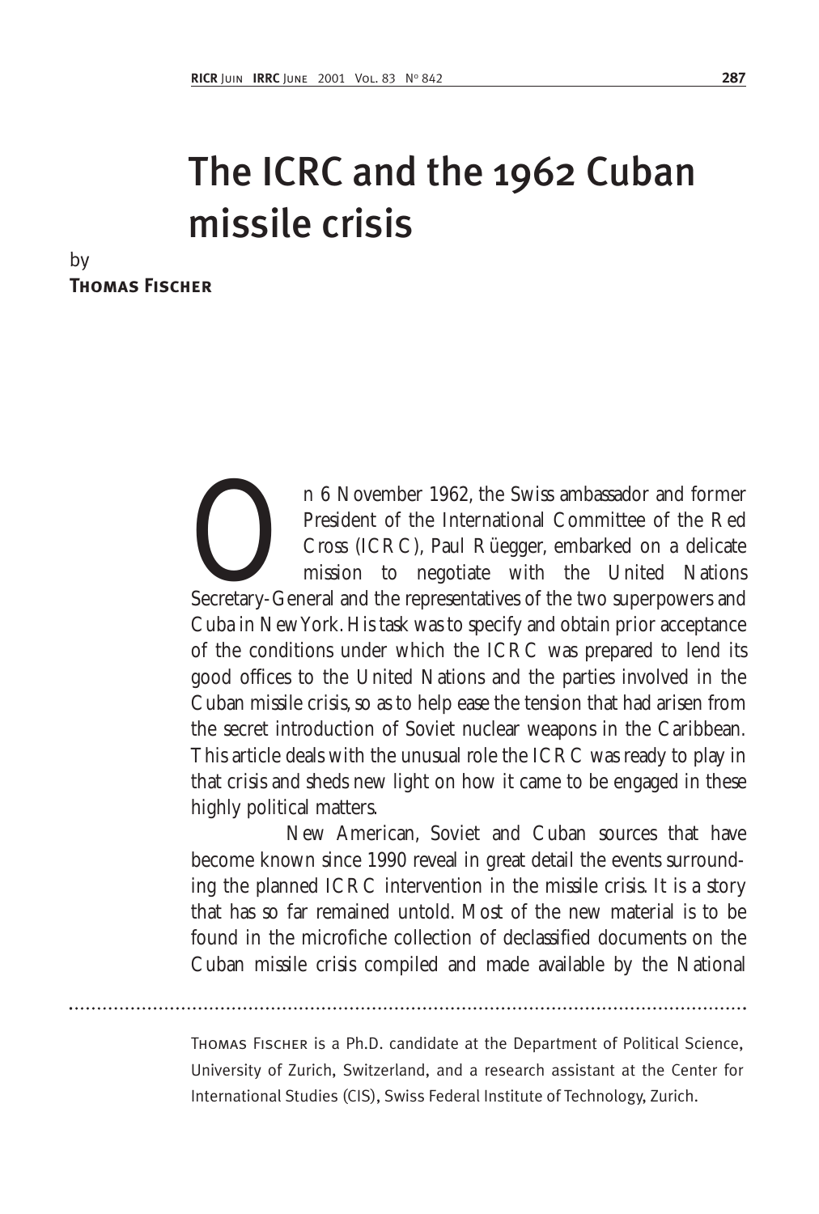# The ICRC and the 1962 Cuban missile crisis

by

**Thomas Fischer**

On 6 November 1962, the Swiss ambassador and former President of the International Committee of the Red Cross (ICRC), Paul Rüegger, embarked on a delicate mission to negotiate with the United Nations Secretary-General and the representatives of the two superpowers and Cuba in New York. His task was to specify and obtain prior acceptance of the conditions under which the ICRC was prepared to lend its good offices to the United Nations and the parties involved in the Cuban missile crisis, so as to help ease the tension that had arisen from the secret introduction of Soviet nuclear weapons in the Caribbean. This article deals with the unusual role the ICRC was ready to play in that crisis and sheds new light on how it came to be engaged in these highly political matters.

New American, Soviet and Cuban sources that have become known since 1990 reveal in great detail the events surrounding the planned ICRC intervention in the missile crisis. It is a story that has so far remained untold. Most of the new material is to be found in the microfiche collection of declassified documents on the Cuban missile crisis compiled and made available by the National

---

Thomas Fischer is a Ph.D. candidate at the Department of Political Science, University of Zurich, Switzerland, and a research assistant at the Center for International Studies (CIS), Swiss Federal Institute of Technology, Zurich.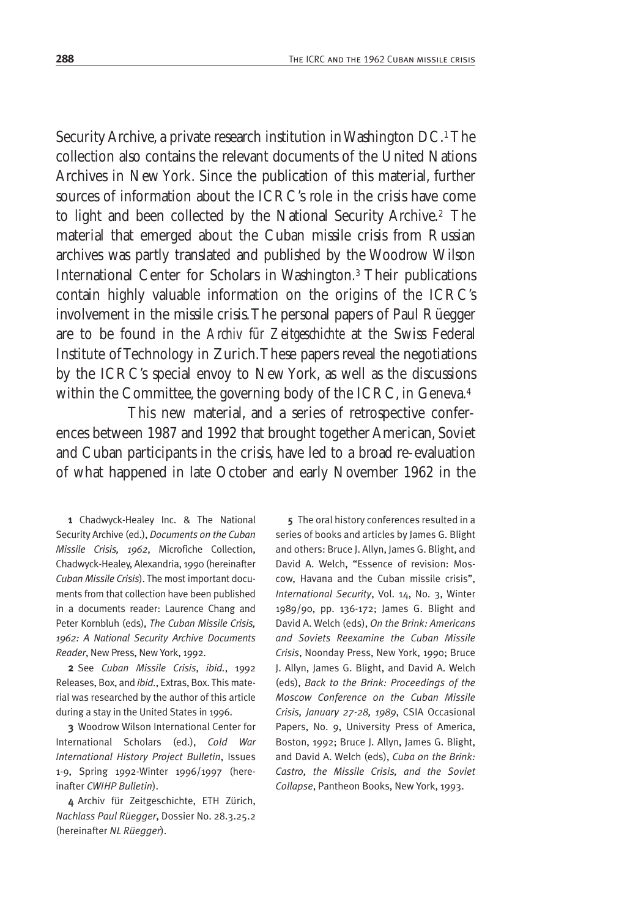Security Archive, a private research institution in Washington DC.[1] The collection also contains the relevant documents of the United Nations Archives in New York. Since the publication of this material, further sources of information about the ICRC's role in the crisis have come to light and been collected by the National Security Archive.[2] The material that emerged about the Cuban missile crisis from Russian archives was partly translated and published by the Woodrow Wilson International Center for Scholars in Washington.[3] Their publications contain highly valuable information on the origins of the ICRC's involvement in the missile crisis. The personal papers of Paul Rüegger are to be found in the *Archiv für Zeitgeschichte* at the Swiss Federal Institute of Technology in Zurich. These papers reveal the negotiations by the ICRC's special envoy to New York, as well as the discussions within the Committee, the governing body of the ICRC, in Geneva.[4]

This new material, and a series of retrospective conferences between 1987 and 1992 that brought together American, Soviet and Cuban participants in the crisis, have led to a broad re-evaluation of what happened in late October and early November 1962 in the

**1** Chadwyck-Healey Inc. & The National Security Archive (ed.), *Documents on the Cuban Missile Crisis, 1962*, Microfiche Collection, Chadwyck-Healey, Alexandria, 1990 (hereinafter *Cuban Missile Crisis*). The most important documents from that collection have been published in a documents reader: Laurence Chang and Peter Kornbluh (eds), *The Cuban Missile Crisis, 1962: A National Security Archive Documents Reader*, New Press, New York, 1992.

**2** See *Cuban Missile Crisis*, *ibid.*, 1992 Releases, Box, and *ibid.*, Extras, Box. This material was researched by the author of this article during a stay in the United States in 1996.

**3** Woodrow Wilson International Center for International Scholars (ed.), *Cold War International History Project Bulletin*, Issues 1-9, Spring 1992-Winter 1996/1997 (hereinafter *CWIHP Bulletin*).

**4** Archiv für Zeitgeschichte, ETH Zürich, *Nachlass Paul Rüegger*, Dossier No. 28.3.25.2 (hereinafter *NL Rüegger*).

**5** The oral history conferences resulted in a series of books and articles by James G. Blight and others: Bruce J. Allyn, James G. Blight, and David A. Welch, "Essence of revision: Moscow, Havana and the Cuban missile crisis", *International Security*, Vol. 14, No. 3, Winter 1989/90, pp. 136-172; James G. Blight and David A. Welch (eds), *On the Brink: Americans and Soviets Reexamine the Cuban Missile Crisis*, Noonday Press, New York, 1990; Bruce J. Allyn, James G. Blight, and David A. Welch (eds), *Back to the Brink: Proceedings of the Moscow Conference on the Cuban Missile Crisis, January 27-28, 1989*, CSIA Occasional Papers, No. 9, University Press of America, Boston, 1992; Bruce J. Allyn, James G. Blight, and David A. Welch (eds), *Cuba on the Brink: Castro, the Missile Crisis, and the Soviet Collapse*, Pantheon Books, New York, 1993.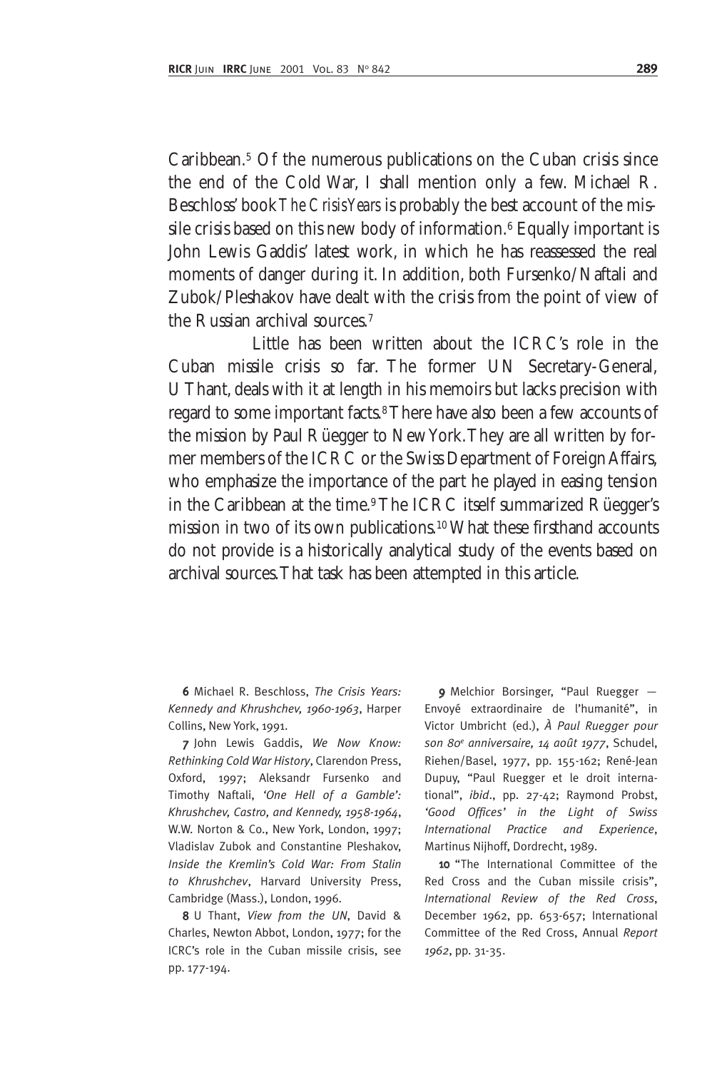Caribbean.[5] Of the numerous publications on the Cuban crisis since the end of the Cold War, I shall mention only a few. Michael R. Beschloss' book *The Crisis Years* is probably the best account of the missile crisis based on this new body of information.[6] Equally important is John Lewis Gaddis' latest work, in which he has reassessed the real moments of danger during it. In addition, both Fursenko/Naftali and Zubok/Pleshakov have dealt with the crisis from the point of view of the Russian archival sources.[7]

Little has been written about the ICRC's role in the Cuban missile crisis so far. The former UN Secretary-General, U Thant, deals with it at length in his memoirs but lacks precision with regard to some important facts.[8] There have also been a few accounts of the mission by Paul Rüegger to New York. They are all written by former members of the ICRC or the Swiss Department of Foreign Affairs, who emphasize the importance of the part he played in easing tension in the Caribbean at the time.[9] The ICRC itself summarized Rüegger's mission in two of its own publications.[10] What these firsthand accounts do not provide is a historically analytical study of the events based on archival sources. That task has been attempted in this article.

---

6 Michael R. Beschloss, *The Crisis Years: Kennedy and Khrushchev, 1960-1963*, Harper Collins, New York, 1991.

7 John Lewis Gaddis, *We Now Know: Rethinking Cold War History*, Clarendon Press, Oxford, 1997; Aleksandr Fursenko and Timothy Naftali, *'One Hell of a Gamble': Khrushchev, Castro, and Kennedy, 1958-1964*, W.W. Norton & Co., New York, London, 1997; Vladislav Zubok and Constantine Pleshakov, *Inside the Kremlin's Cold War: From Stalin to Khrushchev*, Harvard University Press, Cambridge (Mass.), London, 1996.

8 U Thant, *View from the UN*, David & Charles, Newton Abbot, London, 1977; for the ICRC's role in the Cuban missile crisis, see pp. 177-194.

9 Melchior Borsinger, "Paul Ruegger — Envoyé extraordinaire de l'humanité", in Victor Umbricht (ed.), *À Paul Ruegger pour son 80e anniversaire, 14 août 1977*, Schudel, Riehen/Basel, 1977, pp. 155-162; René-Jean Dupuy, "Paul Ruegger et le droit international", *ibid*., pp. 27-42; Raymond Probst, *'Good Offices' in the Light of Swiss International Practice and Experience*, Martinus Nijhoff, Dordrecht, 1989.

10 "The International Committee of the Red Cross and the Cuban missile crisis", *International Review of the Red Cross*, December 1962, pp. 653-657; International Committee of the Red Cross, Annual *Report 1962*, pp. 31-35.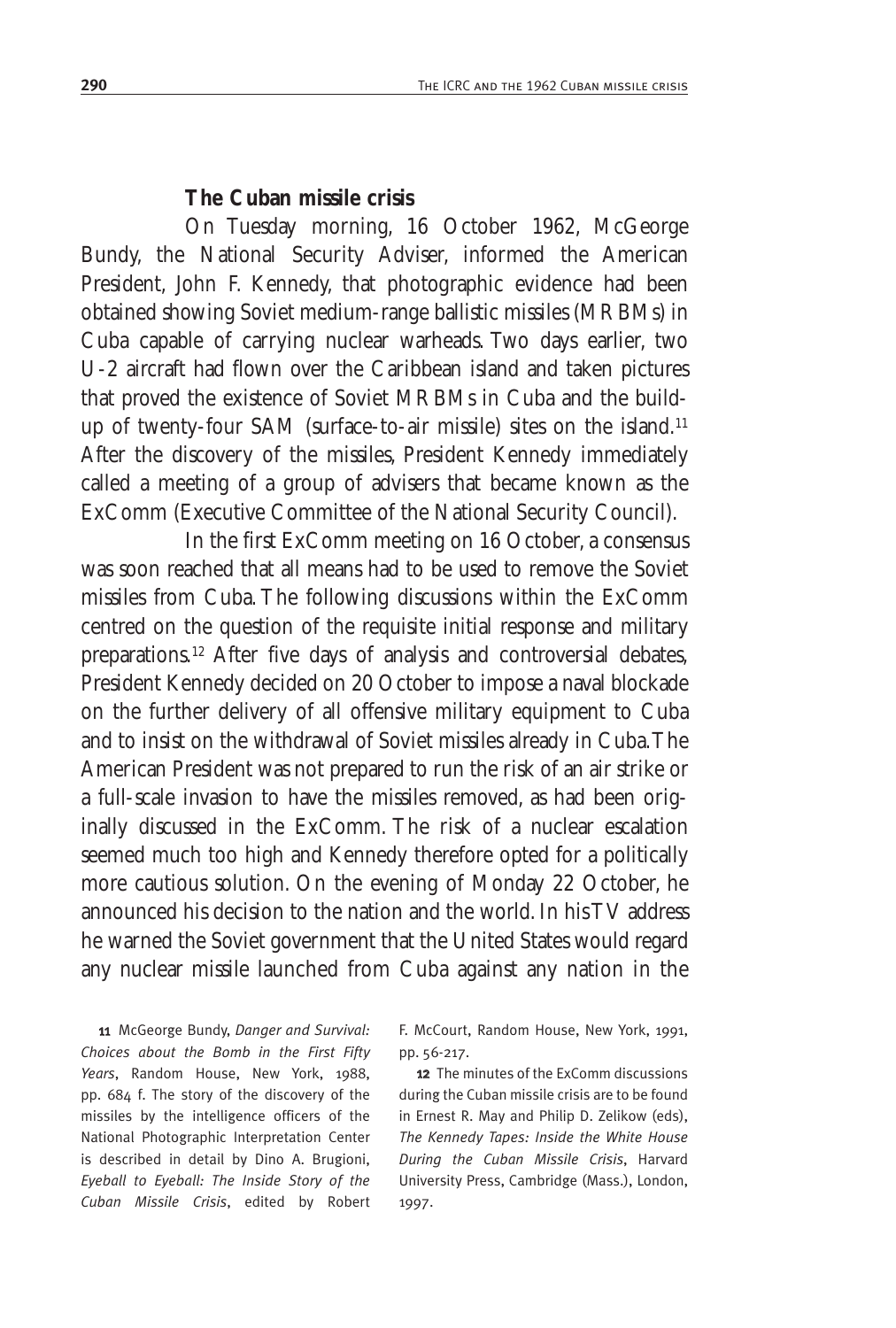### The Cuban missile crisis

On Tuesday morning, 16 October 1962, McGeorge Bundy, the National Security Adviser, informed the American President, John F. Kennedy, that photographic evidence had been obtained showing Soviet medium-range ballistic missiles (MRBMs) in Cuba capable of carrying nuclear warheads. Two days earlier, two U-2 aircraft had flown over the Caribbean island and taken pictures that proved the existence of Soviet MRBMs in Cuba and the build-up of twenty-four SAM (surface-to-air missile) sites on the island.[11] After the discovery of the missiles, President Kennedy immediately called a meeting of a group of advisers that became known as the ExComm (Executive Committee of the National Security Council).

In the first ExComm meeting on 16 October, a consensus was soon reached that all means had to be used to remove the Soviet missiles from Cuba. The following discussions within the ExComm centred on the question of the requisite initial response and military preparations.[12] After five days of analysis and controversial debates, President Kennedy decided on 20 October to impose a naval blockade on the further delivery of all offensive military equipment to Cuba and to insist on the withdrawal of Soviet missiles already in Cuba. The American President was not prepared to run the risk of an air strike or a full-scale invasion to have the missiles removed, as had been originally discussed in the ExComm. The risk of a nuclear escalation seemed much too high and Kennedy therefore opted for a politically more cautious solution. On the evening of Monday 22 October, he announced his decision to the nation and the world. In his TV address he warned the Soviet government that the United States would regard any nuclear missile launched from Cuba against any nation in the

---

11 McGeorge Bundy, *Danger and Survival: Choices about the Bomb in the First Fifty Years*, Random House, New York, 1988, pp. 684 f. The story of the discovery of the missiles by the intelligence officers of the National Photographic Interpretation Center is described in detail by Dino A. Brugioni, *Eyeball to Eyeball: The Inside Story of the Cuban Missile Crisis*, edited by Robert F. McCourt, Random House, New York, 1991, pp. 56-217.

12 The minutes of the ExComm discussions during the Cuban missile crisis are to be found in Ernest R. May and Philip D. Zelikow (eds), *The Kennedy Tapes: Inside the White House During the Cuban Missile Crisis*, Harvard University Press, Cambridge (Mass.), London, 1997.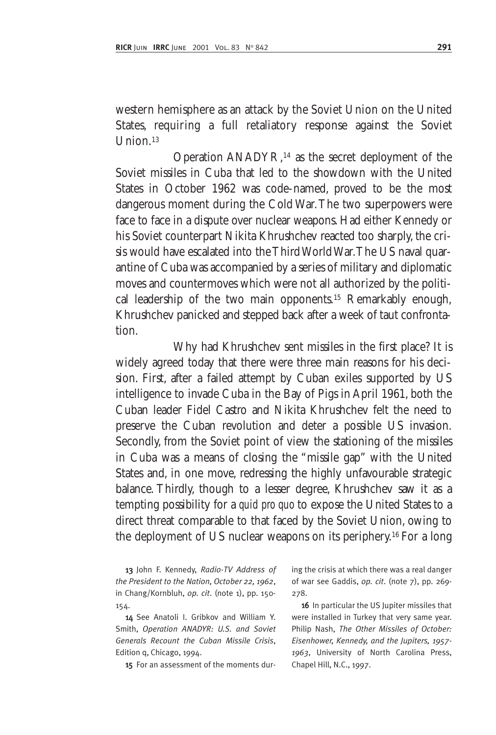western hemisphere as an attack by the Soviet Union on the United States, requiring a full retaliatory response against the Soviet Union.[13]

Operation ANADYR,[14] as the secret deployment of the Soviet missiles in Cuba that led to the showdown with the United States in October 1962 was code-named, proved to be the most dangerous moment during the Cold War. The two superpowers were face to face in a dispute over nuclear weapons. Had either Kennedy or his Soviet counterpart Nikita Khrushchev reacted too sharply, the crisis would have escalated into the Third World War. The US naval quarantine of Cuba was accompanied by a series of military and diplomatic moves and countermoves which were not all authorized by the political leadership of the two main opponents.[15] Remarkably enough, Khrushchev panicked and stepped back after a week of taut confrontation.

Why had Khrushchev sent missiles in the first place? It is widely agreed today that there were three main reasons for his decision. First, after a failed attempt by Cuban exiles supported by US intelligence to invade Cuba in the Bay of Pigs in April 1961, both the Cuban leader Fidel Castro and Nikita Khrushchev felt the need to preserve the Cuban revolution and deter a possible US invasion. Secondly, from the Soviet point of view the stationing of the missiles in Cuba was a means of closing the "missile gap" with the United States and, in one move, redressing the highly unfavourable strategic balance. Thirdly, though to a lesser degree, Khrushchev saw it as a tempting possibility for a *quid pro quo* to expose the United States to a direct threat comparable to that faced by the Soviet Union, owing to the deployment of US nuclear weapons on its periphery.[16] For a long

---

**13** John F. Kennedy, *Radio-TV Address of the President to the Nation, October 22, 1962*, in Chang/Kornbluh, *op. cit.* (note 1), pp. 150-154.

**14** See Anatoli I. Gribkov and William Y. Smith, *Operation ANADYR: U.S. and Soviet Generals Recount the Cuban Missile Crisis*, Edition q, Chicago, 1994.

**15** For an assessment of the moments during the crisis at which there was a real danger of war see Gaddis, *op. cit.* (note 7), pp. 269-278.

**16** In particular the US Jupiter missiles that were installed in Turkey that very same year. Philip Nash, *The Other Missiles of October: Eisenhower, Kennedy, and the Jupiters, 1957-1963*, University of North Carolina Press, Chapel Hill, N.C., 1997.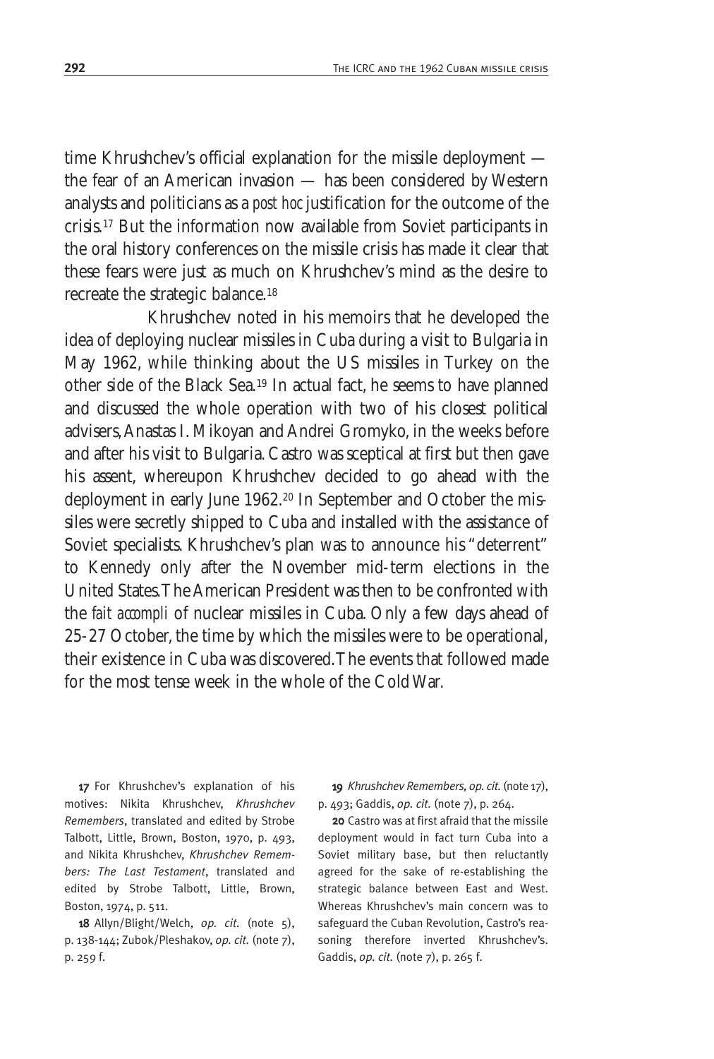time Khrushchev's official explanation for the missile deployment — the fear of an American invasion — has been considered by Western analysts and politicians as a *post hoc* justification for the outcome of the crisis.[17] But the information now available from Soviet participants in the oral history conferences on the missile crisis has made it clear that these fears were just as much on Khrushchev's mind as the desire to recreate the strategic balance.[18]

Khrushchev noted in his memoirs that he developed the idea of deploying nuclear missiles in Cuba during a visit to Bulgaria in May 1962, while thinking about the US missiles in Turkey on the other side of the Black Sea.[19] In actual fact, he seems to have planned and discussed the whole operation with two of his closest political advisers, Anastas I. Mikoyan and Andrei Gromyko, in the weeks before and after his visit to Bulgaria. Castro was sceptical at first but then gave his assent, whereupon Khrushchev decided to go ahead with the deployment in early June 1962.[20] In September and October the missiles were secretly shipped to Cuba and installed with the assistance of Soviet specialists. Khrushchev's plan was to announce his "deterrent" to Kennedy only after the November mid-term elections in the United States. The American President was then to be confronted with the *fait accompli* of nuclear missiles in Cuba. Only a few days ahead of 25-27 October, the time by which the missiles were to be operational, their existence in Cuba was discovered. The events that followed made for the most tense week in the whole of the Cold War.

**17** For Khrushchev's explanation of his motives: Nikita Khrushchev, *Khrushchev Remembers*, translated and edited by Strobe Talbott, Little, Brown, Boston, 1970, p. 493, and Nikita Khrushchev, *Khrushchev Remembers: The Last Testament*, translated and edited by Strobe Talbott, Little, Brown, Boston, 1974, p. 511.

**18** Allyn/Blight/Welch, *op. cit.* (note 5), p. 138-144; Zubok/Pleshakov, *op. cit.* (note 7), p. 259 f.

**19** *Khrushchev Remembers, op. cit.* (note 17), p. 493; Gaddis, *op. cit.* (note 7), p. 264.

**20** Castro was at first afraid that the missile deployment would in fact turn Cuba into a Soviet military base, but then reluctantly agreed for the sake of re-establishing the strategic balance between East and West. Whereas Khrushchev's main concern was to safeguard the Cuban Revolution, Castro's reasoning therefore inverted Khrushchev's. Gaddis, *op. cit.* (note 7), p. 265 f.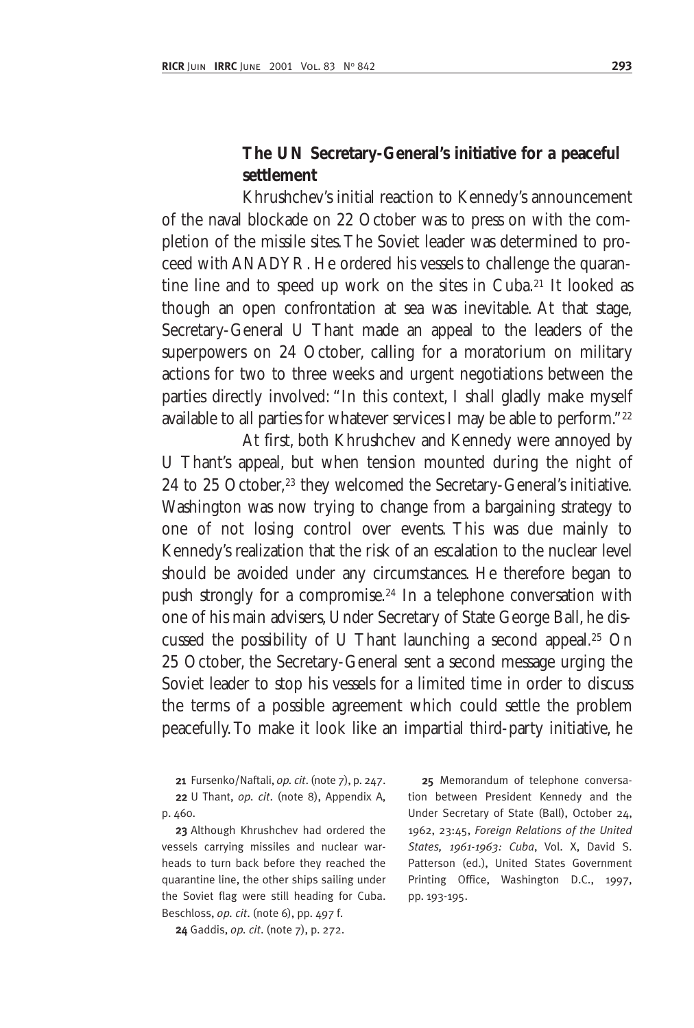### The UN Secretary-General's initiative for a peaceful settlement

Khrushchev's initial reaction to Kennedy's announcement of the naval blockade on 22 October was to press on with the completion of the missile sites. The Soviet leader was determined to proceed with ANADYR. He ordered his vessels to challenge the quarantine line and to speed up work on the sites in Cuba.[21] It looked as though an open confrontation at sea was inevitable. At that stage, Secretary-General U Thant made an appeal to the leaders of the superpowers on 24 October, calling for a moratorium on military actions for two to three weeks and urgent negotiations between the parties directly involved: "In this context, I shall gladly make myself available to all parties for whatever services I may be able to perform."[22]

At first, both Khrushchev and Kennedy were annoyed by U Thant's appeal, but when tension mounted during the night of 24 to 25 October,[23] they welcomed the Secretary-General's initiative. Washington was now trying to change from a bargaining strategy to one of not losing control over events. This was due mainly to Kennedy's realization that the risk of an escalation to the nuclear level should be avoided under any circumstances. He therefore began to push strongly for a compromise.[24] In a telephone conversation with one of his main advisers, Under Secretary of State George Ball, he discussed the possibility of U Thant launching a second appeal.[25] On 25 October, the Secretary-General sent a second message urging the Soviet leader to stop his vessels for a limited time in order to discuss the terms of a possible agreement which could settle the problem peacefully. To make it look like an impartial third-party initiative, he

---

**21** Fursenko/Naftali, *op. cit.* (note 7), p. 247.

**22** U Thant, *op. cit.* (note 8), Appendix A, p. 460.

**23** Although Khrushchev had ordered the vessels carrying missiles and nuclear warheads to turn back before they reached the quarantine line, the other ships sailing under the Soviet flag were still heading for Cuba. Beschloss, *op. cit.* (note 6), pp. 497 f.

**24** Gaddis, *op. cit.* (note 7), p. 272.

**25** Memorandum of telephone conversation between President Kennedy and the Under Secretary of State (Ball), October 24, 1962, 23:45, *Foreign Relations of the United States, 1961-1963: Cuba*, Vol. X, David S. Patterson (ed.), United States Government Printing Office, Washington D.C., 1997, pp. 193-195.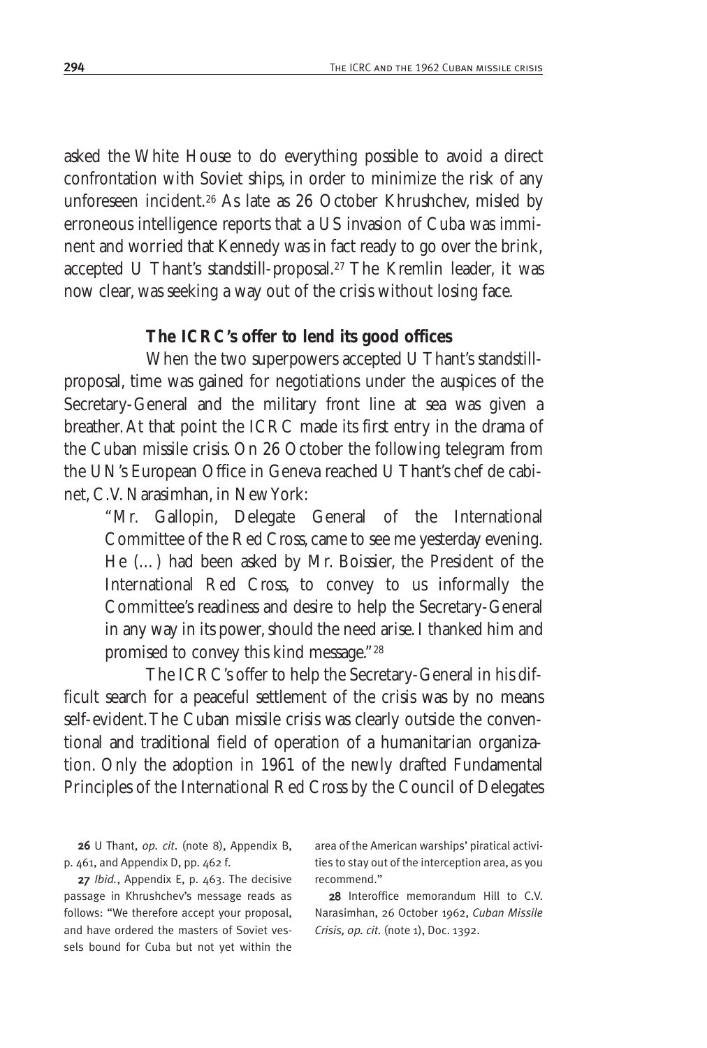asked the White House to do everything possible to avoid a direct confrontation with Soviet ships, in order to minimize the risk of any unforeseen incident.[26] As late as 26 October Khrushchev, misled by erroneous intelligence reports that a US invasion of Cuba was imminent and worried that Kennedy was in fact ready to go over the brink, accepted U Thant's standstill-proposal.[27] The Kremlin leader, it was now clear, was seeking a way out of the crisis without losing face.

### The ICRC's offer to lend its good offices

When the two superpowers accepted U Thant's standstill-proposal, time was gained for negotiations under the auspices of the Secretary-General and the military front line at sea was given a breather. At that point the ICRC made its first entry in the drama of the Cuban missile crisis. On 26 October the following telegram from the UN's European Office in Geneva reached U Thant's chef de cabinet, C.V. Narasimhan, in New York:

> "Mr. Gallopin, Delegate General of the International Committee of the Red Cross, came to see me yesterday evening. He (…) had been asked by Mr. Boissier, the President of the International Red Cross, to convey to us informally the Committee's readiness and desire to help the Secretary-General in any way in its power, should the need arise. I thanked him and promised to convey this kind message."[28]

The ICRC's offer to help the Secretary-General in his difficult search for a peaceful settlement of the crisis was by no means self-evident. The Cuban missile crisis was clearly outside the conventional and traditional field of operation of a humanitarian organization. Only the adoption in 1961 of the newly drafted Fundamental Principles of the International Red Cross by the Council of Delegates

---

26 U Thant, *op. cit.* (note 8), Appendix B, p. 461, and Appendix D, pp. 462 f.

27 *Ibid.*, Appendix E, p. 463. The decisive passage in Khrushchev's message reads as follows: "We therefore accept your proposal, and have ordered the masters of Soviet vessels bound for Cuba but not yet within the area of the American warships' piratical activities to stay out of the interception area, as you recommend."

28 Interoffice memorandum Hill to C.V. Narasimhan, 26 October 1962, *Cuban Missile Crisis, op. cit.* (note 1), Doc. 1392.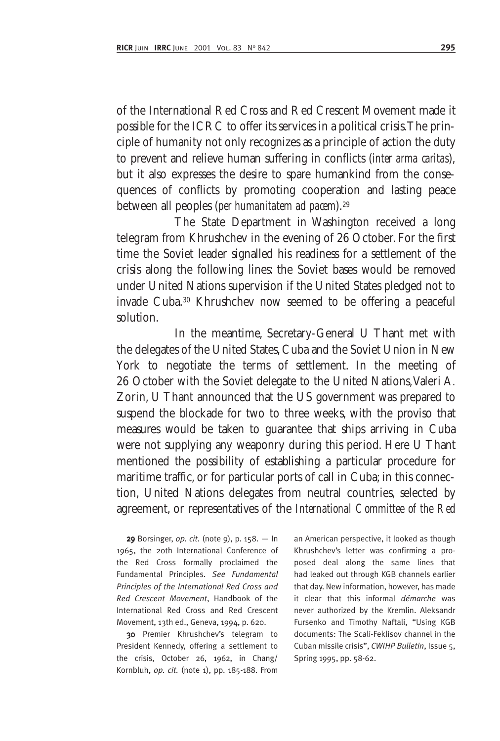of the International Red Cross and Red Crescent Movement made it possible for the ICRC to offer its services in a political crisis. The principle of humanity not only recognizes as a principle of action the duty to prevent and relieve human suffering in conflicts (*inter arma caritas*), but it also expresses the desire to spare humankind from the consequences of conflicts by promoting cooperation and lasting peace between all peoples (*per humanitatem ad pacem*).[29]

The State Department in Washington received a long telegram from Khrushchev in the evening of 26 October. For the first time the Soviet leader signalled his readiness for a settlement of the crisis along the following lines: the Soviet bases would be removed under United Nations supervision if the United States pledged not to invade Cuba.[30] Khrushchev now seemed to be offering a peaceful solution.

In the meantime, Secretary-General U Thant met with the delegates of the United States, Cuba and the Soviet Union in New York to negotiate the terms of settlement. In the meeting of 26 October with the Soviet delegate to the United Nations, Valeri A. Zorin, U Thant announced that the US government was prepared to suspend the blockade for two to three weeks, with the proviso that measures would be taken to guarantee that ships arriving in Cuba were not supplying any weaponry during this period. Here U Thant mentioned the possibility of establishing a particular procedure for maritime traffic, or for particular ports of call in Cuba; in this connection, United Nations delegates from neutral countries, selected by agreement, or representatives of the *International Committee of the Red*

**29** Borsinger, *op. cit.* (note 9), p. 158. — In 1965, the 20th International Conference of the Red Cross formally proclaimed the Fundamental Principles. *See Fundamental Principles of the International Red Cross and Red Crescent Movement*, Handbook of the International Red Cross and Red Crescent Movement, 13th ed., Geneva, 1994, p. 620.

**30** Premier Khrushchev's telegram to President Kennedy, offering a settlement to the crisis, October 26, 1962, in Chang/Kornbluh, *op. cit.* (note 1), pp. 185-188. From an American perspective, it looked as though Khrushchev's letter was confirming a proposed deal along the same lines that had leaked out through KGB channels earlier that day. New information, however, has made it clear that this informal *démarche* was never authorized by the Kremlin. Aleksandr Fursenko and Timothy Naftali, "Using KGB documents: The Scali-Feklisov channel in the Cuban missile crisis", *CWIHP Bulletin*, Issue 5, Spring 1995, pp. 58-62.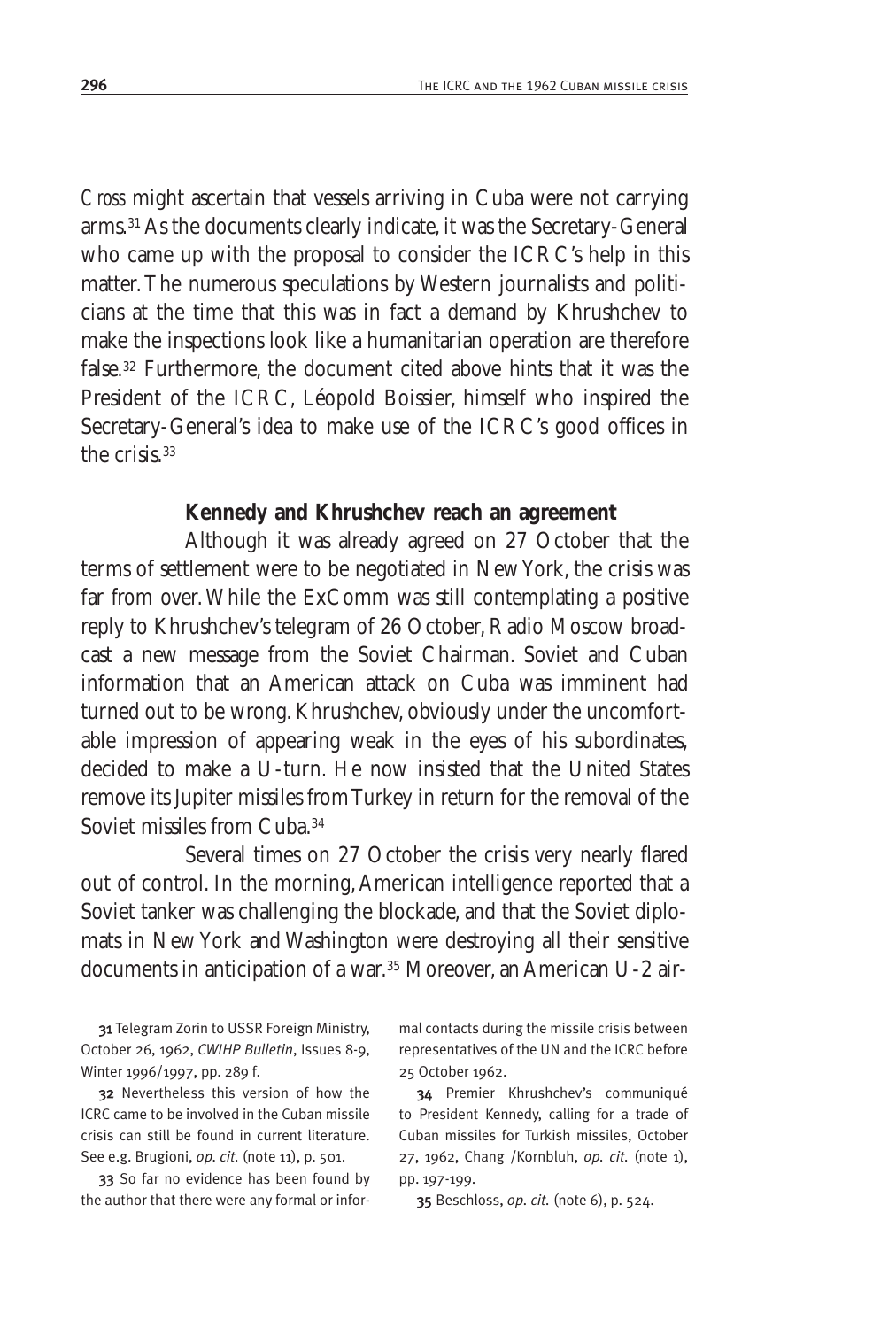*Cross* might ascertain that vessels arriving in Cuba were not carrying arms.[31] As the documents clearly indicate, it was the Secretary-General who came up with the proposal to consider the ICRC's help in this matter. The numerous speculations by Western journalists and politicians at the time that this was in fact a demand by Khrushchev to make the inspections look like a humanitarian operation are therefore false.[32] Furthermore, the document cited above hints that it was the President of the ICRC, Léopold Boissier, himself who inspired the Secretary-General's idea to make use of the ICRC's good offices in the crisis.[33]

## Kennedy and Khrushchev reach an agreement

Although it was already agreed on 27 October that the terms of settlement were to be negotiated in New York, the crisis was far from over. While the ExComm was still contemplating a positive reply to Khrushchev's telegram of 26 October, Radio Moscow broadcast a new message from the Soviet Chairman. Soviet and Cuban information that an American attack on Cuba was imminent had turned out to be wrong. Khrushchev, obviously under the uncomfortable impression of appearing weak in the eyes of his subordinates, decided to make a U-turn. He now insisted that the United States remove its Jupiter missiles from Turkey in return for the removal of the Soviet missiles from Cuba.[34]

Several times on 27 October the crisis very nearly flared out of control. In the morning, American intelligence reported that a Soviet tanker was challenging the blockade, and that the Soviet diplomats in New York and Washington were destroying all their sensitive documents in anticipation of a war.[35] Moreover, an American U-2 air-

---

31 Telegram Zorin to USSR Foreign Ministry, October 26, 1962, *CWIHP Bulletin*, Issues 8-9, Winter 1996/1997, pp. 289 f.

32 Nevertheless this version of how the ICRC came to be involved in the Cuban missile crisis can still be found in current literature. See e.g. Brugioni, *op. cit.* (note 11), p. 501.

33 So far no evidence has been found by the author that there were any formal or informal contacts during the missile crisis between representatives of the UN and the ICRC before 25 October 1962.

34 Premier Khrushchev's communiqué to President Kennedy, calling for a trade of Cuban missiles for Turkish missiles, October 27, 1962, Chang /Kornbluh, *op. cit.* (note 1), pp. 197-199.

35 Beschloss, *op. cit.* (note 6), p. 524.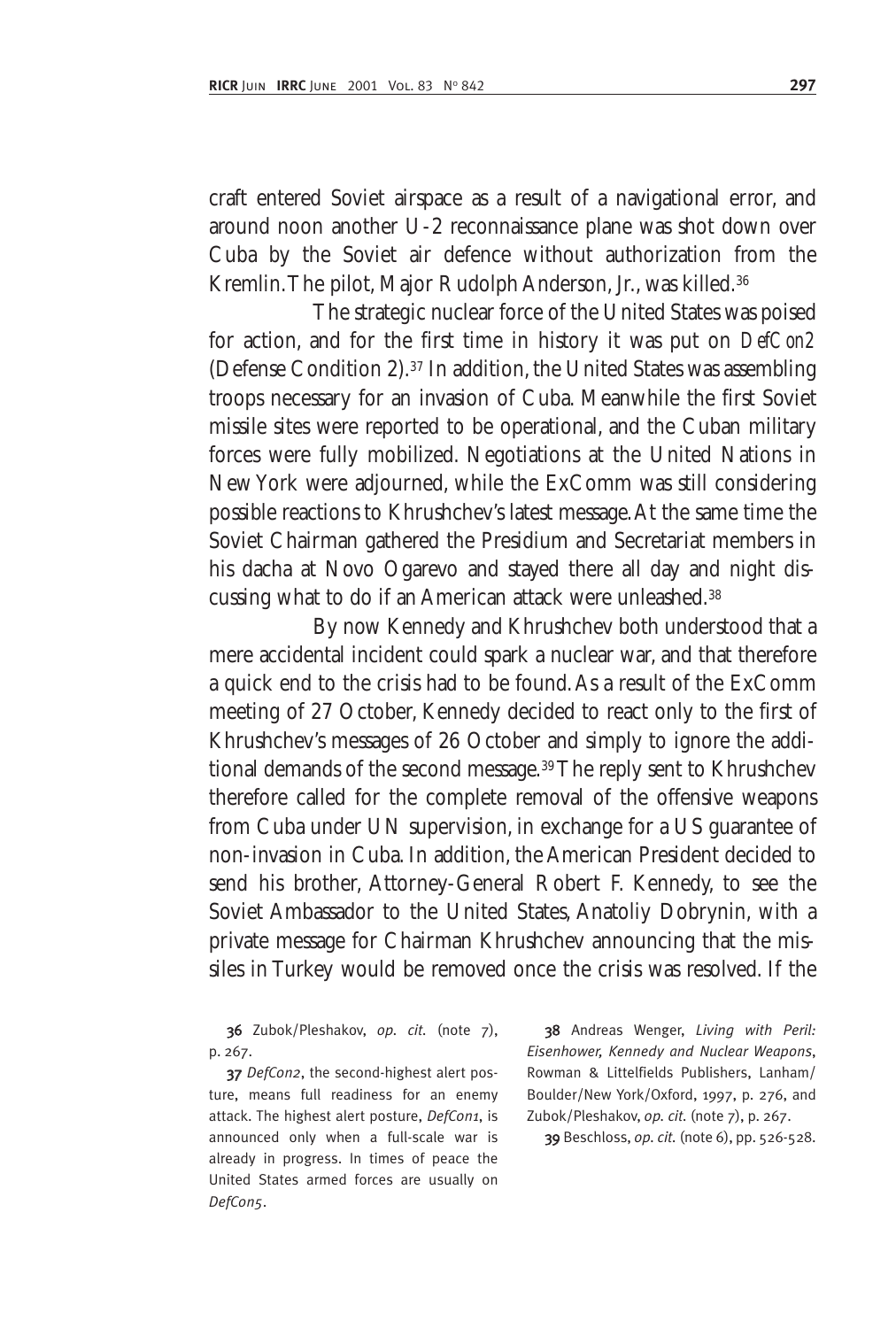craft entered Soviet airspace as a result of a navigational error, and around noon another U-2 reconnaissance plane was shot down over Cuba by the Soviet air defence without authorization from the Kremlin. The pilot, Major Rudolph Anderson, Jr., was killed.[36]

The strategic nuclear force of the United States was poised for action, and for the first time in history it was put on *DefCon2* (Defense Condition 2).[37] In addition, the United States was assembling troops necessary for an invasion of Cuba. Meanwhile the first Soviet missile sites were reported to be operational, and the Cuban military forces were fully mobilized. Negotiations at the United Nations in New York were adjourned, while the ExComm was still considering possible reactions to Khrushchev's latest message. At the same time the Soviet Chairman gathered the Presidium and Secretariat members in his dacha at Novo Ogarevo and stayed there all day and night discussing what to do if an American attack were unleashed.[38]

By now Kennedy and Khrushchev both understood that a mere accidental incident could spark a nuclear war, and that therefore a quick end to the crisis had to be found. As a result of the ExComm meeting of 27 October, Kennedy decided to react only to the first of Khrushchev's messages of 26 October and simply to ignore the additional demands of the second message.[39] The reply sent to Khrushchev therefore called for the complete removal of the offensive weapons from Cuba under UN supervision, in exchange for a US guarantee of non-invasion in Cuba. In addition, the American President decided to send his brother, Attorney-General Robert F. Kennedy, to see the Soviet Ambassador to the United States, Anatoliy Dobrynin, with a private message for Chairman Khrushchev announcing that the missiles in Turkey would be removed once the crisis was resolved. If the

---

36 Zubok/Pleshakov, *op. cit.* (note 7), p. 267.

37 *DefCon2*, the second-highest alert posture, means full readiness for an enemy attack. The highest alert posture, *DefCon1*, is announced only when a full-scale war is already in progress. In times of peace the United States armed forces are usually on *DefCon5*.

38 Andreas Wenger, *Living with Peril: Eisenhower, Kennedy and Nuclear Weapons*, Rowman & Littelfields Publishers, Lanham/Boulder/New York/Oxford, 1997, p. 276, and Zubok/Pleshakov, *op. cit.* (note 7), p. 267.

39 Beschloss, *op. cit.* (note 6), pp. 526-528.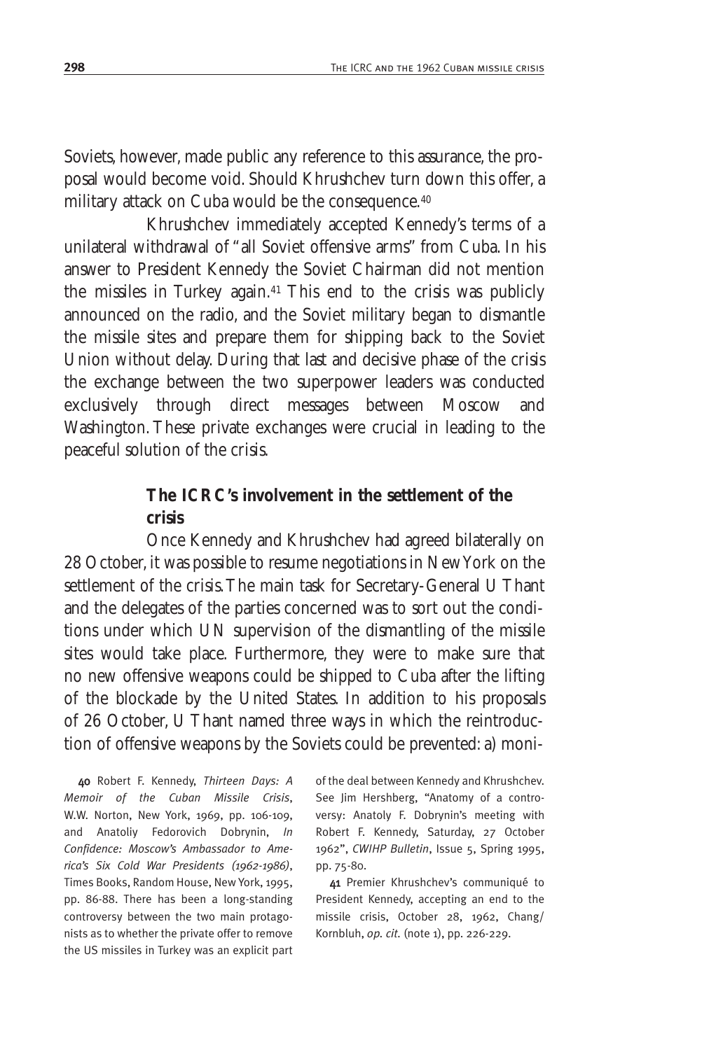Soviets, however, made public any reference to this assurance, the proposal would become void. Should Khrushchev turn down this offer, a military attack on Cuba would be the consequence.[40]

Khrushchev immediately accepted Kennedy's terms of a unilateral withdrawal of "all Soviet offensive arms" from Cuba. In his answer to President Kennedy the Soviet Chairman did not mention the missiles in Turkey again.[41] This end to the crisis was publicly announced on the radio, and the Soviet military began to dismantle the missile sites and prepare them for shipping back to the Soviet Union without delay. During that last and decisive phase of the crisis the exchange between the two superpower leaders was conducted exclusively through direct messages between Moscow and Washington. These private exchanges were crucial in leading to the peaceful solution of the crisis.

## The ICRC's involvement in the settlement of the crisis

Once Kennedy and Khrushchev had agreed bilaterally on 28 October, it was possible to resume negotiations in New York on the settlement of the crisis. The main task for Secretary-General U Thant and the delegates of the parties concerned was to sort out the conditions under which UN supervision of the dismantling of the missile sites would take place. Furthermore, they were to make sure that no new offensive weapons could be shipped to Cuba after the lifting of the blockade by the United States. In addition to his proposals of 26 October, U Thant named three ways in which the reintroduction of offensive weapons by the Soviets could be prevented: a) moni-

40 Robert F. Kennedy, *Thirteen Days: A Memoir of the Cuban Missile Crisis*, W.W. Norton, New York, 1969, pp. 106-109, and Anatoliy Fedorovich Dobrynin, *In Confidence: Moscow's Ambassador to America's Six Cold War Presidents (1962-1986)*, Times Books, Random House, New York, 1995, pp. 86-88. There has been a long-standing controversy between the two main protagonists as to whether the private offer to remove the US missiles in Turkey was an explicit part of the deal between Kennedy and Khrushchev. See Jim Hershberg, "Anatomy of a controversy: Anatoly F. Dobrynin's meeting with Robert F. Kennedy, Saturday, 27 October 1962", *CWIHP Bulletin*, Issue 5, Spring 1995, pp. 75-80.

41 Premier Khrushchev's communiqué to President Kennedy, accepting an end to the missile crisis, October 28, 1962, Chang/Kornbluh, *op. cit.* (note 1), pp. 226-229.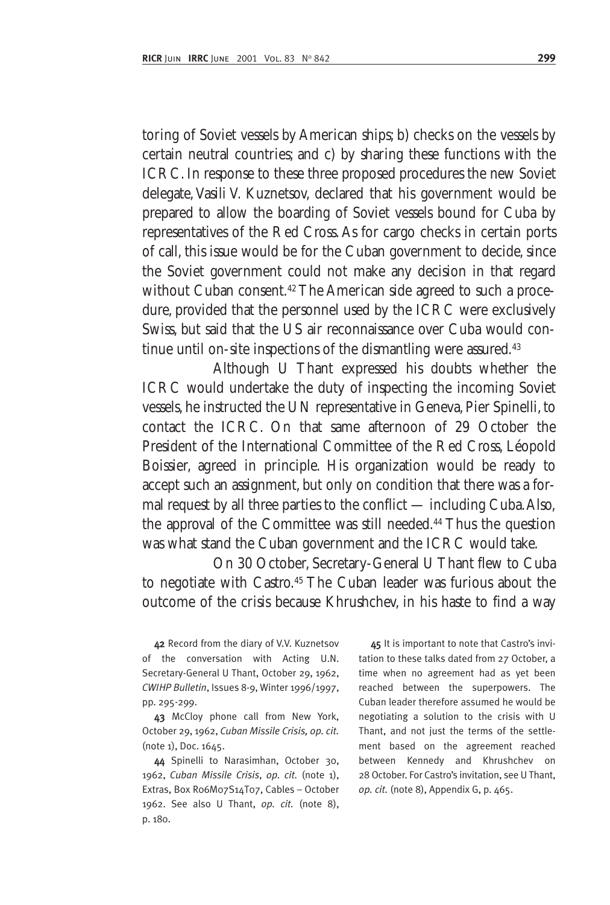toring of Soviet vessels by American ships; b) checks on the vessels by certain neutral countries; and c) by sharing these functions with the ICRC. In response to these three proposed procedures the new Soviet delegate, Vasili V. Kuznetsov, declared that his government would be prepared to allow the boarding of Soviet vessels bound for Cuba by representatives of the Red Cross. As for cargo checks in certain ports of call, this issue would be for the Cuban government to decide, since the Soviet government could not make any decision in that regard without Cuban consent.[42] The American side agreed to such a procedure, provided that the personnel used by the ICRC were exclusively Swiss, but said that the US air reconnaissance over Cuba would continue until on-site inspections of the dismantling were assured.[43]

Although U Thant expressed his doubts whether the ICRC would undertake the duty of inspecting the incoming Soviet vessels, he instructed the UN representative in Geneva, Pier Spinelli, to contact the ICRC. On that same afternoon of 29 October the President of the International Committee of the Red Cross, Léopold Boissier, agreed in principle. His organization would be ready to accept such an assignment, but only on condition that there was a formal request by all three parties to the conflict — including Cuba. Also, the approval of the Committee was still needed.[44] Thus the question was what stand the Cuban government and the ICRC would take.

On 30 October, Secretary-General U Thant flew to Cuba to negotiate with Castro.[45] The Cuban leader was furious about the outcome of the crisis because Khrushchev, in his haste to find a way

---

42 Record from the diary of V.V. Kuznetsov of the conversation with Acting U.N. Secretary-General U Thant, October 29, 1962, *CWIHP Bulletin*, Issues 8-9, Winter 1996/1997, pp. 295-299.

43 McCloy phone call from New York, October 29, 1962, *Cuban Missile Crisis, op. cit.* (note 1), Doc. 1645.

44 Spinelli to Narasimhan, October 30, 1962, *Cuban Missile Crisis*, *op. cit.* (note 1), Extras, Box R06M07S14T07, Cables – October 1962. See also U Thant, *op. cit.* (note 8), p. 180.

45 It is important to note that Castro's invitation to these talks dated from 27 October, a time when no agreement had as yet been reached between the superpowers. The Cuban leader therefore assumed he would be negotiating a solution to the crisis with U Thant, and not just the terms of the settlement based on the agreement reached between Kennedy and Khrushchev on 28 October. For Castro's invitation, see U Thant, *op. cit.* (note 8), Appendix G, p. 465.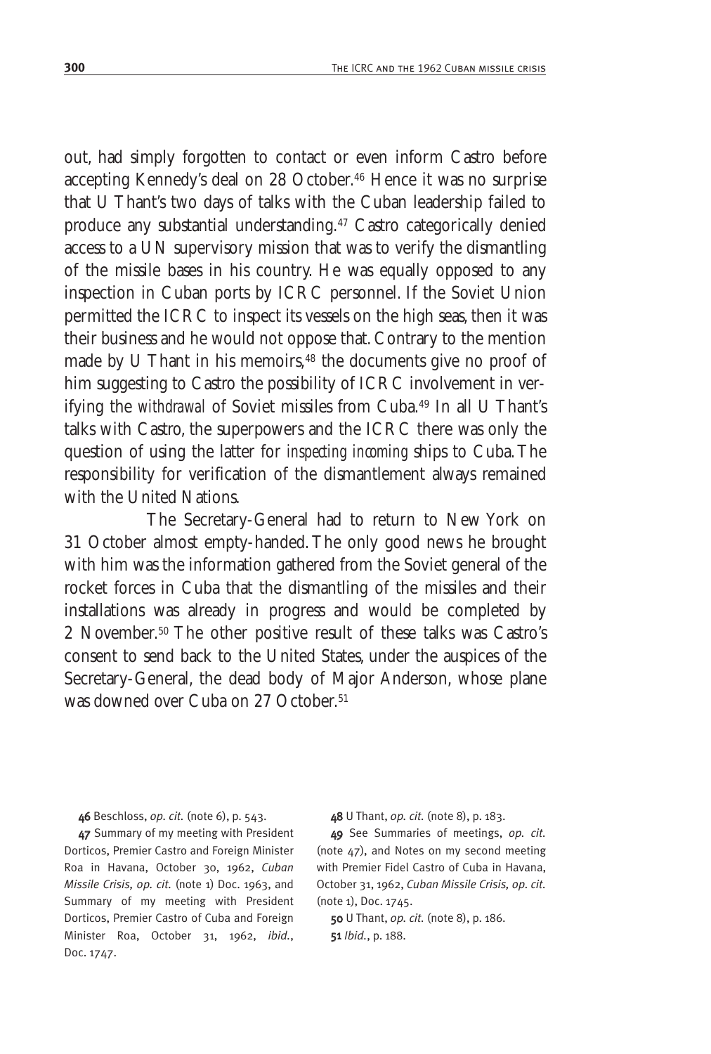out, had simply forgotten to contact or even inform Castro before accepting Kennedy's deal on 28 October.[46] Hence it was no surprise that U Thant's two days of talks with the Cuban leadership failed to produce any substantial understanding.[47] Castro categorically denied access to a UN supervisory mission that was to verify the dismantling of the missile bases in his country. He was equally opposed to any inspection in Cuban ports by ICRC personnel. If the Soviet Union permitted the ICRC to inspect its vessels on the high seas, then it was their business and he would not oppose that. Contrary to the mention made by U Thant in his memoirs,[48] the documents give no proof of him suggesting to Castro the possibility of ICRC involvement in verifying the *withdrawal* of Soviet missiles from Cuba.[49] In all U Thant's talks with Castro, the superpowers and the ICRC there was only the question of using the latter for *inspecting incoming* ships to Cuba. The responsibility for verification of the dismantlement always remained with the United Nations.

The Secretary-General had to return to New York on 31 October almost empty-handed. The only good news he brought with him was the information gathered from the Soviet general of the rocket forces in Cuba that the dismantling of the missiles and their installations was already in progress and would be completed by 2 November.[50] The other positive result of these talks was Castro's consent to send back to the United States, under the auspices of the Secretary-General, the dead body of Major Anderson, whose plane was downed over Cuba on 27 October.[51]

**46** Beschloss, *op. cit.* (note 6), p. 543.

**47** Summary of my meeting with President Dorticos, Premier Castro and Foreign Minister Roa in Havana, October 30, 1962, *Cuban Missile Crisis, op. cit.* (note 1) Doc. 1963, and Summary of my meeting with President Dorticos, Premier Castro of Cuba and Foreign Minister Roa, October 31, 1962, *ibid.*, Doc. 1747.

**48** U Thant, *op. cit.* (note 8), p. 183.

**49** See Summaries of meetings, *op. cit.* (note 47), and Notes on my second meeting with Premier Fidel Castro of Cuba in Havana, October 31, 1962, *Cuban Missile Crisis, op. cit.* (note 1), Doc. 1745.

**50** U Thant, *op. cit.* (note 8), p. 186.

**51** *Ibid.*, p. 188.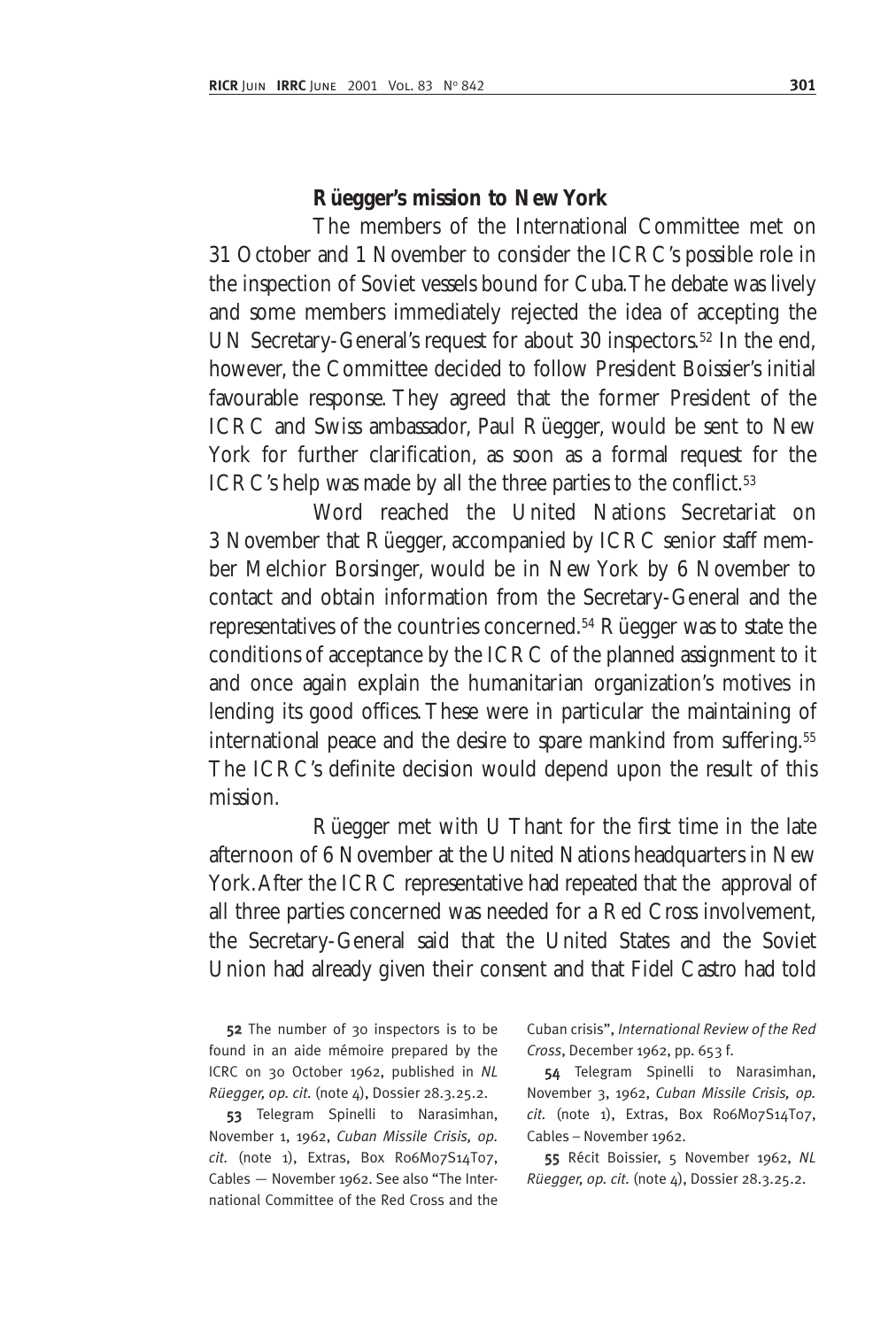### Rüegger's mission to New York

The members of the International Committee met on 31 October and 1 November to consider the ICRC's possible role in the inspection of Soviet vessels bound for Cuba. The debate was lively and some members immediately rejected the idea of accepting the UN Secretary-General's request for about 30 inspectors.[52] In the end, however, the Committee decided to follow President Boissier's initial favourable response. They agreed that the former President of the ICRC and Swiss ambassador, Paul Rüegger, would be sent to New York for further clarification, as soon as a formal request for the ICRC's help was made by all the three parties to the conflict.[53]

Word reached the United Nations Secretariat on 3 November that Rüegger, accompanied by ICRC senior staff member Melchior Borsinger, would be in New York by 6 November to contact and obtain information from the Secretary-General and the representatives of the countries concerned.[54] Rüegger was to state the conditions of acceptance by the ICRC of the planned assignment to it and once again explain the humanitarian organization's motives in lending its good offices. These were in particular the maintaining of international peace and the desire to spare mankind from suffering.[55] The ICRC's definite decision would depend upon the result of this mission.

Rüegger met with U Thant for the first time in the late afternoon of 6 November at the United Nations headquarters in New York. After the ICRC representative had repeated that the approval of all three parties concerned was needed for a Red Cross involvement, the Secretary-General said that the United States and the Soviet Union had already given their consent and that Fidel Castro had told

52 The number of 30 inspectors is to be found in an aide mémoire prepared by the ICRC on 30 October 1962, published in *NL Rüegger, op. cit.* (note 4), Dossier 28.3.25.2.

53 Telegram Spinelli to Narasimhan, November 1, 1962, *Cuban Missile Crisis, op. cit.* (note 1), Extras, Box R06M07S14T07, Cables — November 1962. See also "The International Committee of the Red Cross and the Cuban crisis", *International Review of the Red Cross*, December 1962, pp. 653 f.

54 Telegram Spinelli to Narasimhan, November 3, 1962, *Cuban Missile Crisis, op. cit.* (note 1), Extras, Box R06M07S14T07, Cables – November 1962.

55 Récit Boissier, 5 November 1962, *NL Rüegger, op. cit.* (note 4), Dossier 28.3.25.2.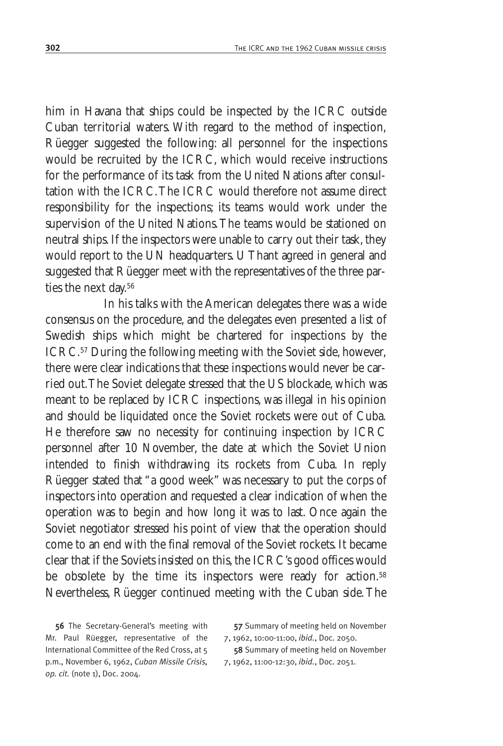him in Havana that ships could be inspected by the ICRC outside Cuban territorial waters. With regard to the method of inspection, Rüegger suggested the following: all personnel for the inspections would be recruited by the ICRC, which would receive instructions for the performance of its task from the United Nations after consultation with the ICRC. The ICRC would therefore not assume direct responsibility for the inspections; its teams would work under the supervision of the United Nations. The teams would be stationed on neutral ships. If the inspectors were unable to carry out their task, they would report to the UN headquarters. U Thant agreed in general and suggested that Rüegger meet with the representatives of the three parties the next day.[56]

In his talks with the American delegates there was a wide consensus on the procedure, and the delegates even presented a list of Swedish ships which might be chartered for inspections by the ICRC.[57] During the following meeting with the Soviet side, however, there were clear indications that these inspections would never be carried out. The Soviet delegate stressed that the US blockade, which was meant to be replaced by ICRC inspections, was illegal in his opinion and should be liquidated once the Soviet rockets were out of Cuba. He therefore saw no necessity for continuing inspection by ICRC personnel after 10 November, the date at which the Soviet Union intended to finish withdrawing its rockets from Cuba. In reply Rüegger stated that "a good week" was necessary to put the corps of inspectors into operation and requested a clear indication of when the operation was to begin and how long it was to last. Once again the Soviet negotiator stressed his point of view that the operation should come to an end with the final removal of the Soviet rockets. It became clear that if the Soviets insisted on this, the ICRC's good offices would be obsolete by the time its inspectors were ready for action.[58] Nevertheless, Rüegger continued meeting with the Cuban side. The

**56** The Secretary-General's meeting with Mr. Paul Rüegger, representative of the International Committee of the Red Cross, at 5 p.m., November 6, 1962, *Cuban Missile Crisis, op. cit.* (note 1), Doc. 2004.

**57** Summary of meeting held on November 7, 1962, 10:00-11:00, *ibid.*, Doc. 2050.

**58** Summary of meeting held on November 7, 1962, 11:00-12:30, *ibid.*, Doc. 2051.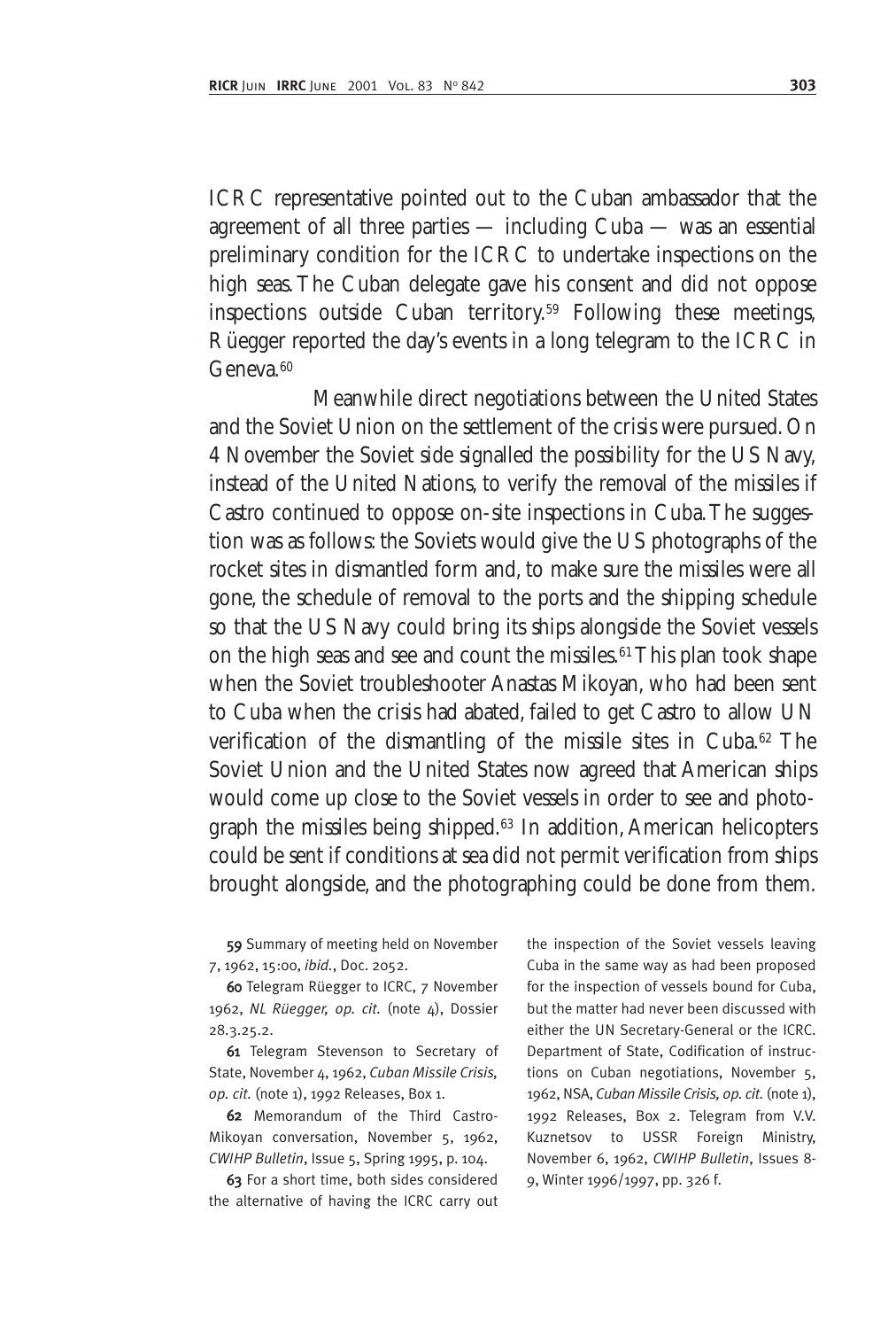ICRC representative pointed out to the Cuban ambassador that the agreement of all three parties — including Cuba — was an essential preliminary condition for the ICRC to undertake inspections on the high seas. The Cuban delegate gave his consent and did not oppose inspections outside Cuban territory.[59] Following these meetings, Rüegger reported the day's events in a long telegram to the ICRC in Geneva.[60]

Meanwhile direct negotiations between the United States and the Soviet Union on the settlement of the crisis were pursued. On 4 November the Soviet side signalled the possibility for the US Navy, instead of the United Nations, to verify the removal of the missiles if Castro continued to oppose on-site inspections in Cuba. The suggestion was as follows: the Soviets would give the US photographs of the rocket sites in dismantled form and, to make sure the missiles were all gone, the schedule of removal to the ports and the shipping schedule so that the US Navy could bring its ships alongside the Soviet vessels on the high seas and see and count the missiles.[61] This plan took shape when the Soviet troubleshooter Anastas Mikoyan, who had been sent to Cuba when the crisis had abated, failed to get Castro to allow UN verification of the dismantling of the missile sites in Cuba.[62] The Soviet Union and the United States now agreed that American ships would come up close to the Soviet vessels in order to see and photograph the missiles being shipped.[63] In addition, American helicopters could be sent if conditions at sea did not permit verification from ships brought alongside, and the photographing could be done from them.

**59** Summary of meeting held on November 7, 1962, 15:00, *ibid.*, Doc. 2052.

**60** Telegram Rüegger to ICRC, 7 November 1962, *NL Rüegger, op. cit.* (note 4), Dossier 28.3.25.2.

**61** Telegram Stevenson to Secretary of State, November 4, 1962, *Cuban Missile Crisis, op. cit.* (note 1), 1992 Releases, Box 1.

**62** Memorandum of the Third Castro-Mikoyan conversation, November 5, 1962, *CWIHP Bulletin*, Issue 5, Spring 1995, p. 104.

**63** For a short time, both sides considered the alternative of having the ICRC carry out the inspection of the Soviet vessels leaving Cuba in the same way as had been proposed for the inspection of vessels bound for Cuba, but the matter had never been discussed with either the UN Secretary-General or the ICRC. Department of State, Codification of instructions on Cuban negotiations, November 5, 1962, NSA, *Cuban Missile Crisis, op. cit.* (note 1), 1992 Releases, Box 2. Telegram from V.V. Kuznetsov to USSR Foreign Ministry, November 6, 1962, *CWIHP Bulletin*, Issues 8-9, Winter 1996/1997, pp. 326 f.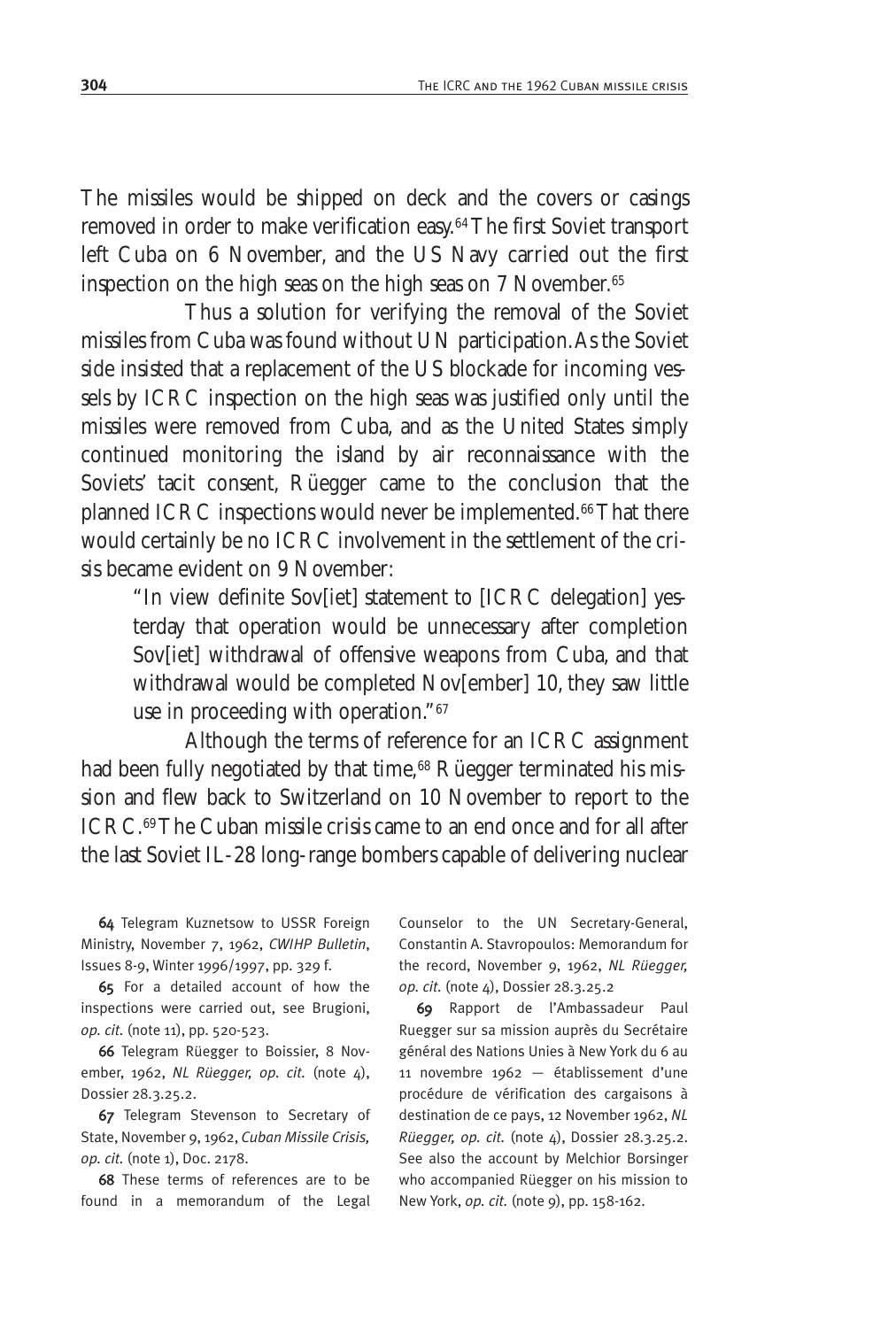The missiles would be shipped on deck and the covers or casings removed in order to make verification easy.[64] The first Soviet transport left Cuba on 6 November, and the US Navy carried out the first inspection on the high seas on the high seas on 7 November.[65]

Thus a solution for verifying the removal of the Soviet missiles from Cuba was found without UN participation. As the Soviet side insisted that a replacement of the US blockade for incoming vessels by ICRC inspection on the high seas was justified only until the missiles were removed from Cuba, and as the United States simply continued monitoring the island by air reconnaissance with the Soviets' tacit consent, Rüegger came to the conclusion that the planned ICRC inspections would never be implemented.[66] That there would certainly be no ICRC involvement in the settlement of the crisis became evident on 9 November:

> "In view definite Sov[iet] statement to [ICRC delegation] yesterday that operation would be unnecessary after completion Sov[iet] withdrawal of offensive weapons from Cuba, and that withdrawal would be completed Nov[ember] 10, they saw little use in proceeding with operation."[67]

Although the terms of reference for an ICRC assignment had been fully negotiated by that time,[68] Rüegger terminated his mission and flew back to Switzerland on 10 November to report to the ICRC.[69] The Cuban missile crisis came to an end once and for all after the last Soviet IL-28 long-range bombers capable of delivering nuclear

---

**64** Telegram Kuznetsow to USSR Foreign Ministry, November 7, 1962, *CWIHP Bulletin*, Issues 8-9, Winter 1996/1997, pp. 329 f.

**65** For a detailed account of how the inspections were carried out, see Brugioni, *op. cit.* (note 11), pp. 520-523.

**66** Telegram Rüegger to Boissier, 8 November, 1962, *NL Rüegger, op. cit.* (note 4), Dossier 28.3.25.2.

**67** Telegram Stevenson to Secretary of State, November 9, 1962, *Cuban Missile Crisis, op. cit.* (note 1), Doc. 2178.

**68** These terms of references are to be found in a memorandum of the Legal Counselor to the UN Secretary-General, Constantin A. Stavropoulos: Memorandum for the record, November 9, 1962, *NL Rüegger, op. cit.* (note 4), Dossier 28.3.25.2

**69** Rapport de l'Ambassadeur Paul Ruegger sur sa mission auprès du Secrétaire général des Nations Unies à New York du 6 au 11 novembre 1962 — établissement d'une procédure de vérification des cargaisons à destination de ce pays, 12 November 1962, *NL Rüegger, op. cit.* (note 4), Dossier 28.3.25.2. See also the account by Melchior Borsinger who accompanied Rüegger on his mission to New York, *op. cit.* (note 9), pp. 158-162.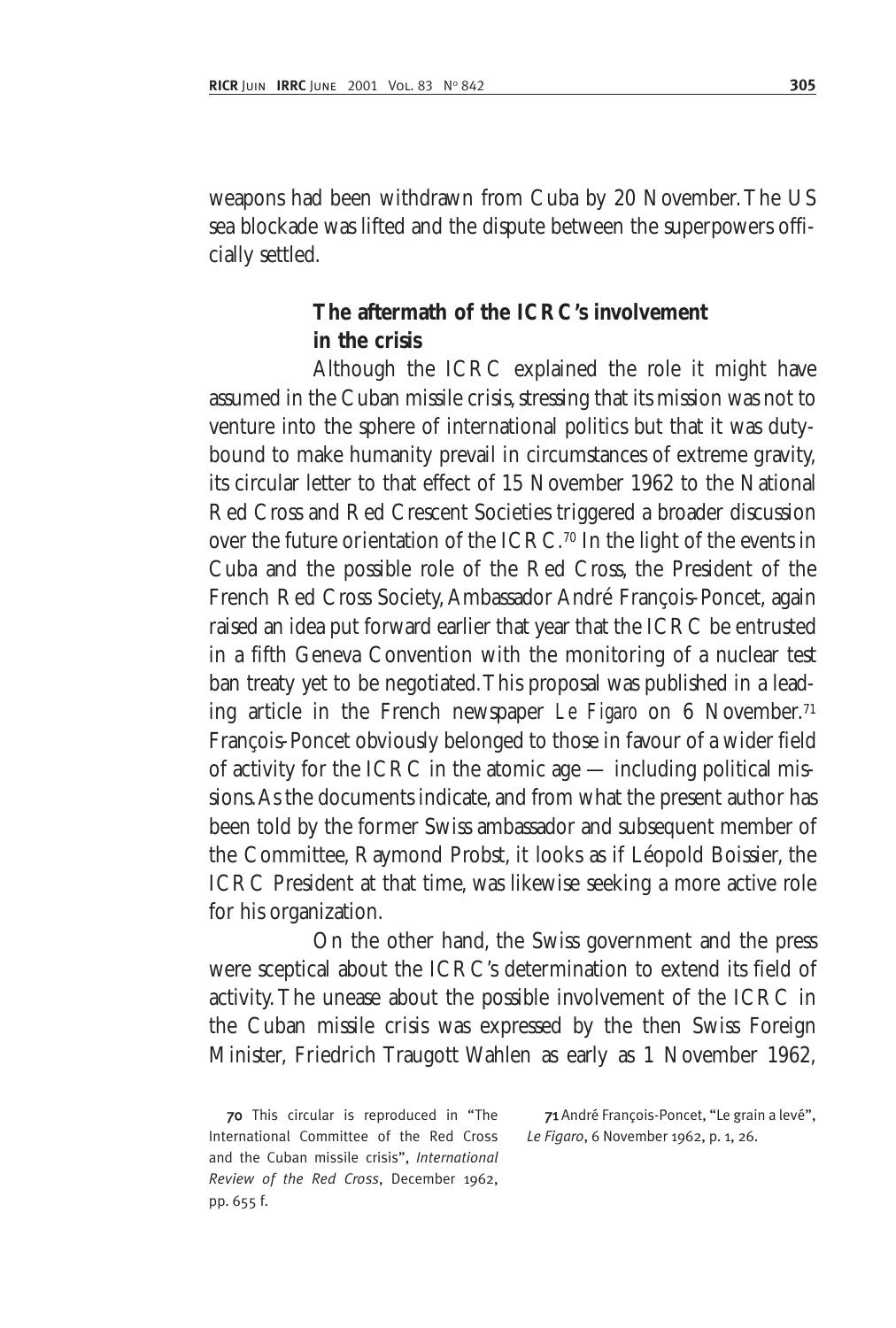weapons had been withdrawn from Cuba by 20 November. The US sea blockade was lifted and the dispute between the superpowers officially settled.

### The aftermath of the ICRC's involvement in the crisis

Although the ICRC explained the role it might have assumed in the Cuban missile crisis, stressing that its mission was not to venture into the sphere of international politics but that it was duty-bound to make humanity prevail in circumstances of extreme gravity, its circular letter to that effect of 15 November 1962 to the National Red Cross and Red Crescent Societies triggered a broader discussion over the future orientation of the ICRC.[70] In the light of the events in Cuba and the possible role of the Red Cross, the President of the French Red Cross Society, Ambassador André François-Poncet, again raised an idea put forward earlier that year that the ICRC be entrusted in a fifth Geneva Convention with the monitoring of a nuclear test ban treaty yet to be negotiated. This proposal was published in a leading article in the French newspaper *Le Figaro* on 6 November.[71] François-Poncet obviously belonged to those in favour of a wider field of activity for the ICRC in the atomic age — including political missions. As the documents indicate, and from what the present author has been told by the former Swiss ambassador and subsequent member of the Committee, Raymond Probst, it looks as if Léopold Boissier, the ICRC President at that time, was likewise seeking a more active role for his organization.

On the other hand, the Swiss government and the press were sceptical about the ICRC's determination to extend its field of activity. The unease about the possible involvement of the ICRC in the Cuban missile crisis was expressed by the then Swiss Foreign Minister, Friedrich Traugott Wahlen as early as 1 November 1962,

70 This circular is reproduced in "The International Committee of the Red Cross and the Cuban missile crisis", *International Review of the Red Cross*, December 1962, pp. 655 f.

71 André François-Poncet, "Le grain a levé", *Le Figaro*, 6 November 1962, p. 1, 26.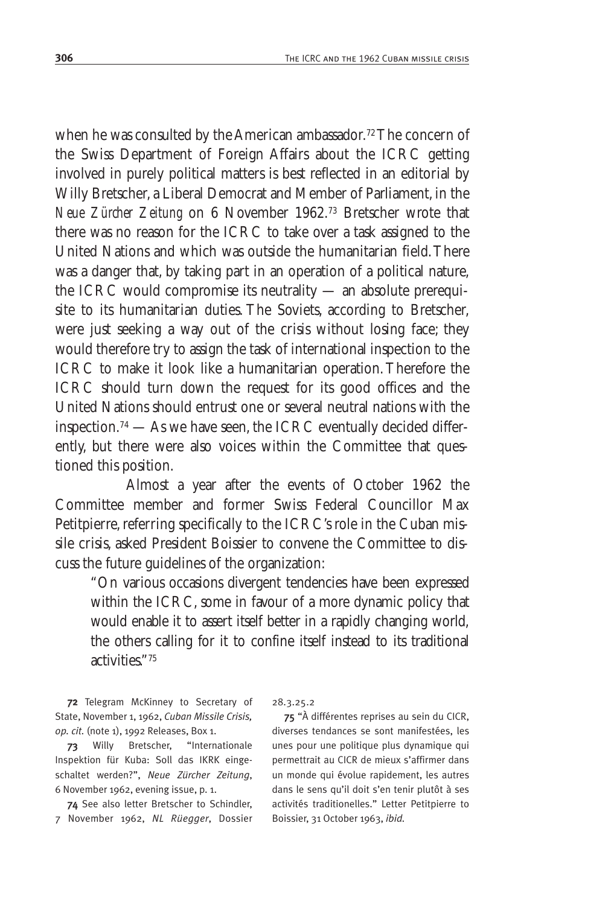when he was consulted by the American ambassador.[72] The concern of the Swiss Department of Foreign Affairs about the ICRC getting involved in purely political matters is best reflected in an editorial by Willy Bretscher, a Liberal Democrat and Member of Parliament, in the *Neue Zürcher Zeitung* on 6 November 1962.[73] Bretscher wrote that there was no reason for the ICRC to take over a task assigned to the United Nations and which was outside the humanitarian field. There was a danger that, by taking part in an operation of a political nature, the ICRC would compromise its neutrality — an absolute prerequisite to its humanitarian duties. The Soviets, according to Bretscher, were just seeking a way out of the crisis without losing face; they would therefore try to assign the task of international inspection to the ICRC to make it look like a humanitarian operation. Therefore the ICRC should turn down the request for its good offices and the United Nations should entrust one or several neutral nations with the inspection.[74] — As we have seen, the ICRC eventually decided differently, but there were also voices within the Committee that questioned this position.

Almost a year after the events of October 1962 the Committee member and former Swiss Federal Councillor Max Petitpierre, referring specifically to the ICRC's role in the Cuban missile crisis, asked President Boissier to convene the Committee to discuss the future guidelines of the organization:

> "On various occasions divergent tendencies have been expressed within the ICRC, some in favour of a more dynamic policy that would enable it to assert itself better in a rapidly changing world, the others calling for it to confine itself instead to its traditional activities."[75]

---

**72** Telegram McKinney to Secretary of State, November 1, 1962, *Cuban Missile Crisis, op. cit.* (note 1), 1992 Releases, Box 1.

**73** Willy Bretscher, "Internationale Inspektion für Kuba: Soll das IKRK eingeschaltet werden?", *Neue Zürcher Zeitung*, 6 November 1962, evening issue, p. 1.

**74** See also letter Bretscher to Schindler, 7 November 1962, *NL Rüegger*, Dossier 28.3.25.2

**75** "À différentes reprises au sein du CICR, diverses tendances se sont manifestées, les unes pour une politique plus dynamique qui permettrait au CICR de mieux s'affirmer dans un monde qui évolue rapidement, les autres dans le sens qu'il doit s'en tenir plutôt à ses activités traditionelles." Letter Petitpierre to Boissier, 31 October 1963, *ibid.*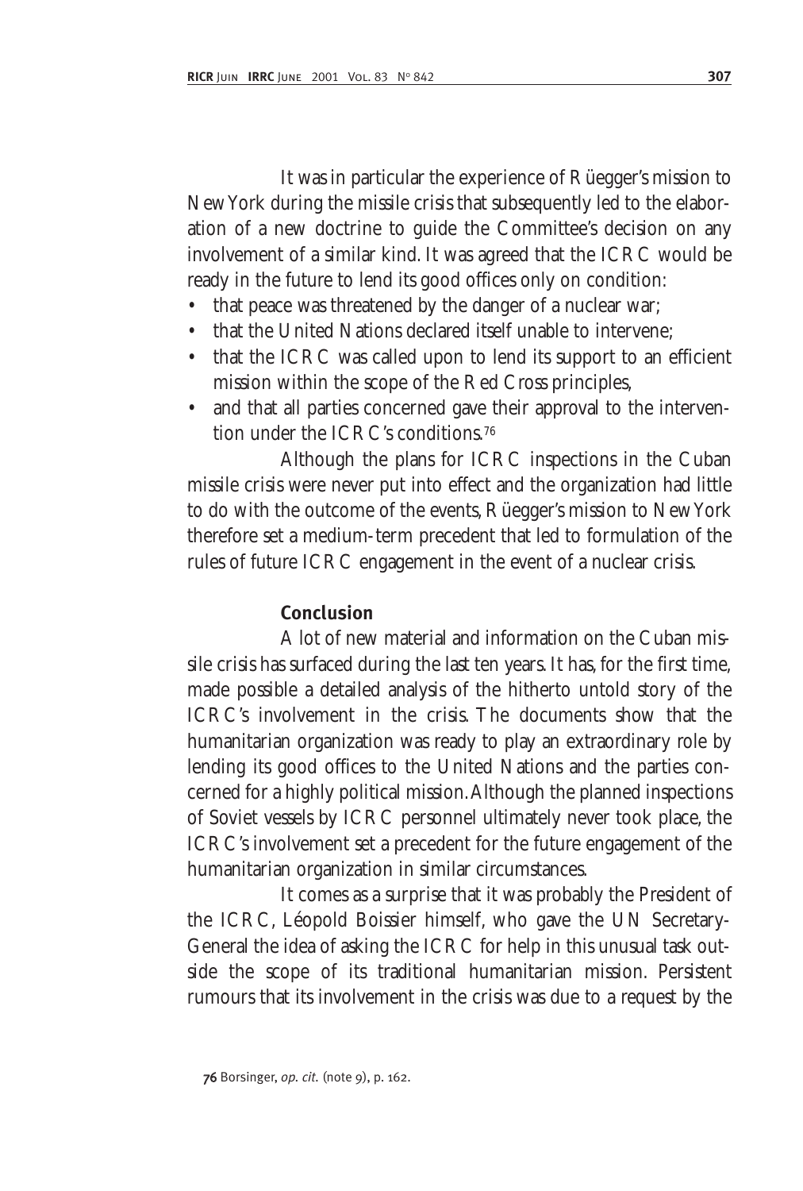It was in particular the experience of Rüegger's mission to New York during the missile crisis that subsequently led to the elaboration of a new doctrine to guide the Committee's decision on any involvement of a similar kind. It was agreed that the ICRC would be ready in the future to lend its good offices only on condition:

- that peace was threatened by the danger of a nuclear war;
- that the United Nations declared itself unable to intervene;
- that the ICRC was called upon to lend its support to an efficient mission within the scope of the Red Cross principles,
- and that all parties concerned gave their approval to the intervention under the ICRC's conditions.[76]

Although the plans for ICRC inspections in the Cuban missile crisis were never put into effect and the organization had little to do with the outcome of the events, Rüegger's mission to New York therefore set a medium-term precedent that led to formulation of the rules of future ICRC engagement in the event of a nuclear crisis.

## Conclusion

A lot of new material and information on the Cuban missile crisis has surfaced during the last ten years. It has, for the first time, made possible a detailed analysis of the hitherto untold story of the ICRC's involvement in the crisis. The documents show that the humanitarian organization was ready to play an extraordinary role by lending its good offices to the United Nations and the parties concerned for a highly political mission. Although the planned inspections of Soviet vessels by ICRC personnel ultimately never took place, the ICRC's involvement set a precedent for the future engagement of the humanitarian organization in similar circumstances.

It comes as a surprise that it was probably the President of the ICRC, Léopold Boissier himself, who gave the UN Secretary-General the idea of asking the ICRC for help in this unusual task outside the scope of its traditional humanitarian mission. Persistent rumours that its involvement in the crisis was due to a request by the

---

**76** Borsinger, *op. cit.* (note 9), p. 162.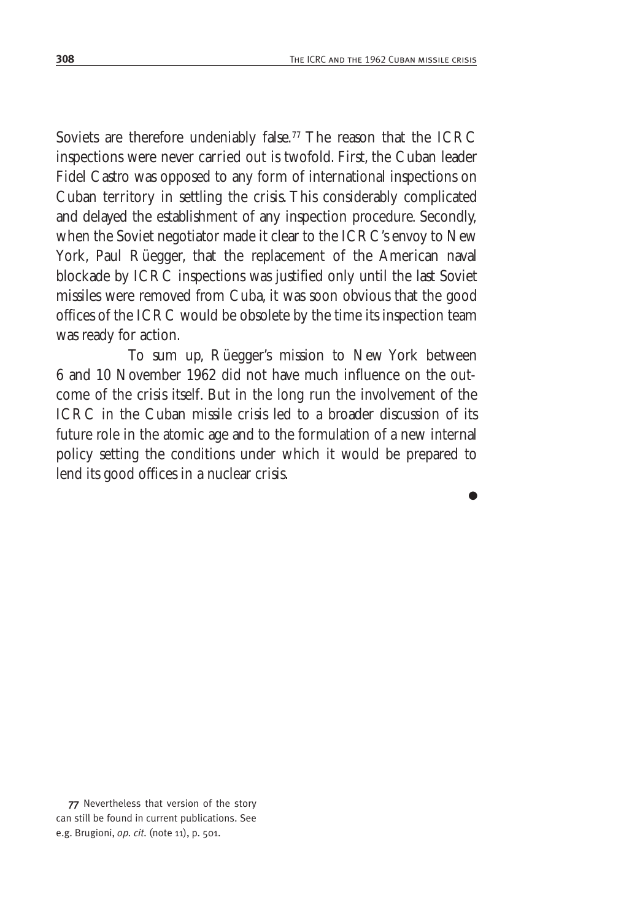Soviets are therefore undeniably false.[77] The reason that the ICRC inspections were never carried out is twofold. First, the Cuban leader Fidel Castro was opposed to any form of international inspections on Cuban territory in settling the crisis. This considerably complicated and delayed the establishment of any inspection procedure. Secondly, when the Soviet negotiator made it clear to the ICRC's envoy to New York, Paul Rüegger, that the replacement of the American naval blockade by ICRC inspections was justified only until the last Soviet missiles were removed from Cuba, it was soon obvious that the good offices of the ICRC would be obsolete by the time its inspection team was ready for action.

To sum up, Rüegger's mission to New York between 6 and 10 November 1962 did not have much influence on the outcome of the crisis itself. But in the long run the involvement of the ICRC in the Cuban missile crisis led to a broader discussion of its future role in the atomic age and to the formulation of a new internal policy setting the conditions under which it would be prepared to lend its good offices in a nuclear crisis.

●

77 Nevertheless that version of the story can still be found in current publications. See e.g. Brugioni, *op. cit.* (note 11), p. 501.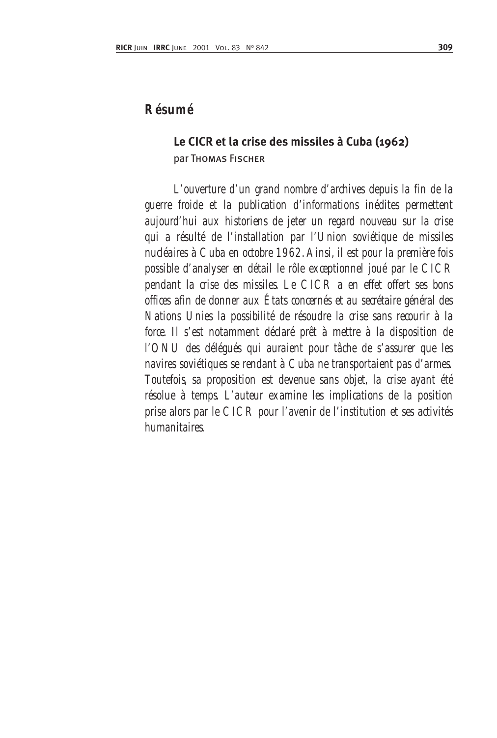## Résumé

### Le CICR et la crise des missiles à Cuba (1962)

par Thomas Fischer

*L'ouverture d'un grand nombre d'archives depuis la fin de la guerre froide et la publication d'informations inédites permettent aujourd'hui aux historiens de jeter un regard nouveau sur la crise qui a résulté de l'installation par l'Union soviétique de missiles nucléaires à Cuba en octobre 1962. Ainsi, il est pour la première fois possible d'analyser en détail le rôle exceptionnel joué par le CICR pendant la crise des missiles. Le CICR a en effet offert ses bons offices afin de donner aux États concernés et au secrétaire général des Nations Unies la possibilité de résoudre la crise sans recourir à la force. Il s'est notamment déclaré prêt à mettre à la disposition de l'ONU des délégués qui auraient pour tâche de s'assurer que les navires soviétiques se rendant à Cuba ne transportaient pas d'armes. Toutefois, sa proposition est devenue sans objet, la crise ayant été résolue à temps. L'auteur examine les implications de la position prise alors par le CICR pour l'avenir de l'institution et ses activités humanitaires.*